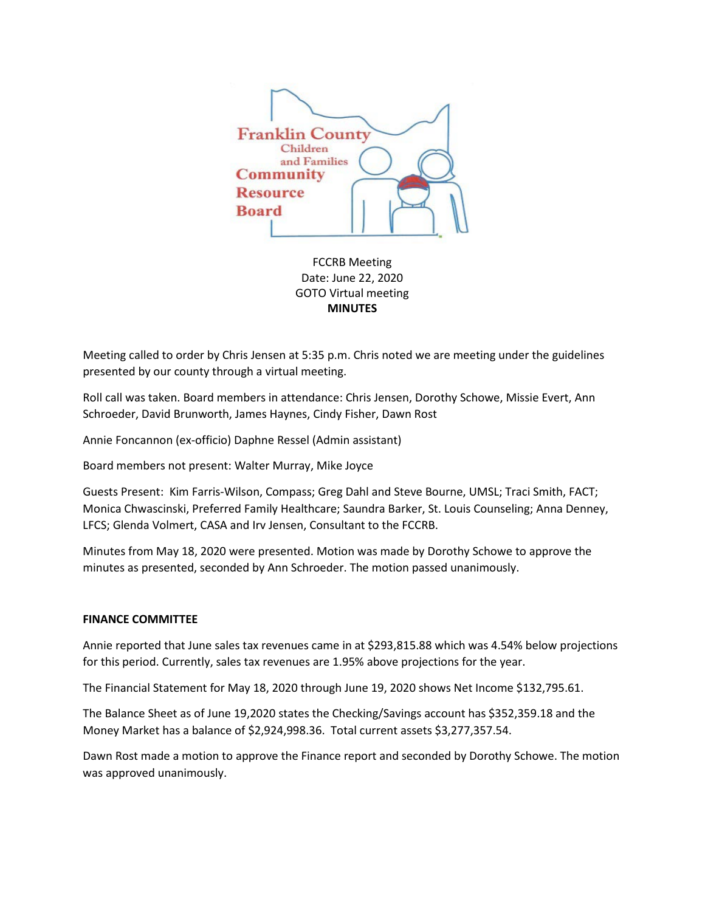Franklin County Children and Families Community Resource Board

FCCRB Meeting
Date: June 22, 2020
GOTO Virtual meeting
**MINUTES**

Meeting called to order by Chris Jensen at 5:35 p.m. Chris noted we are meeting under the guidelines presented by our county through a virtual meeting.

Roll call was taken. Board members in attendance: Chris Jensen, Dorothy Schowe, Missie Evert, Ann Schroeder, David Brunworth, James Haynes, Cindy Fisher, Dawn Rost

Annie Foncannon (ex-officio) Daphne Ressel (Admin assistant)

Board members not present: Walter Murray, Mike Joyce

Guests Present: Kim Farris-Wilson, Compass; Greg Dahl and Steve Bourne, UMSL; Traci Smith, FACT; Monica Chwascinski, Preferred Family Healthcare; Saundra Barker, St. Louis Counseling; Anna Denney, LFCS; Glenda Volmert, CASA and Irv Jensen, Consultant to the FCCRB.

Minutes from May 18, 2020 were presented. Motion was made by Dorothy Schowe to approve the minutes as presented, seconded by Ann Schroeder. The motion passed unanimously.

**FINANCE COMMITTEE**

Annie reported that June sales tax revenues came in at $293,815.88 which was 4.54% below projections for this period. Currently, sales tax revenues are 1.95% above projections for the year.

The Financial Statement for May 18, 2020 through June 19, 2020 shows Net Income $132,795.61.

The Balance Sheet as of June 19,2020 states the Checking/Savings account has $352,359.18 and the Money Market has a balance of $2,924,998.36. Total current assets $3,277,357.54.

Dawn Rost made a motion to approve the Finance report and seconded by Dorothy Schowe. The motion was approved unanimously.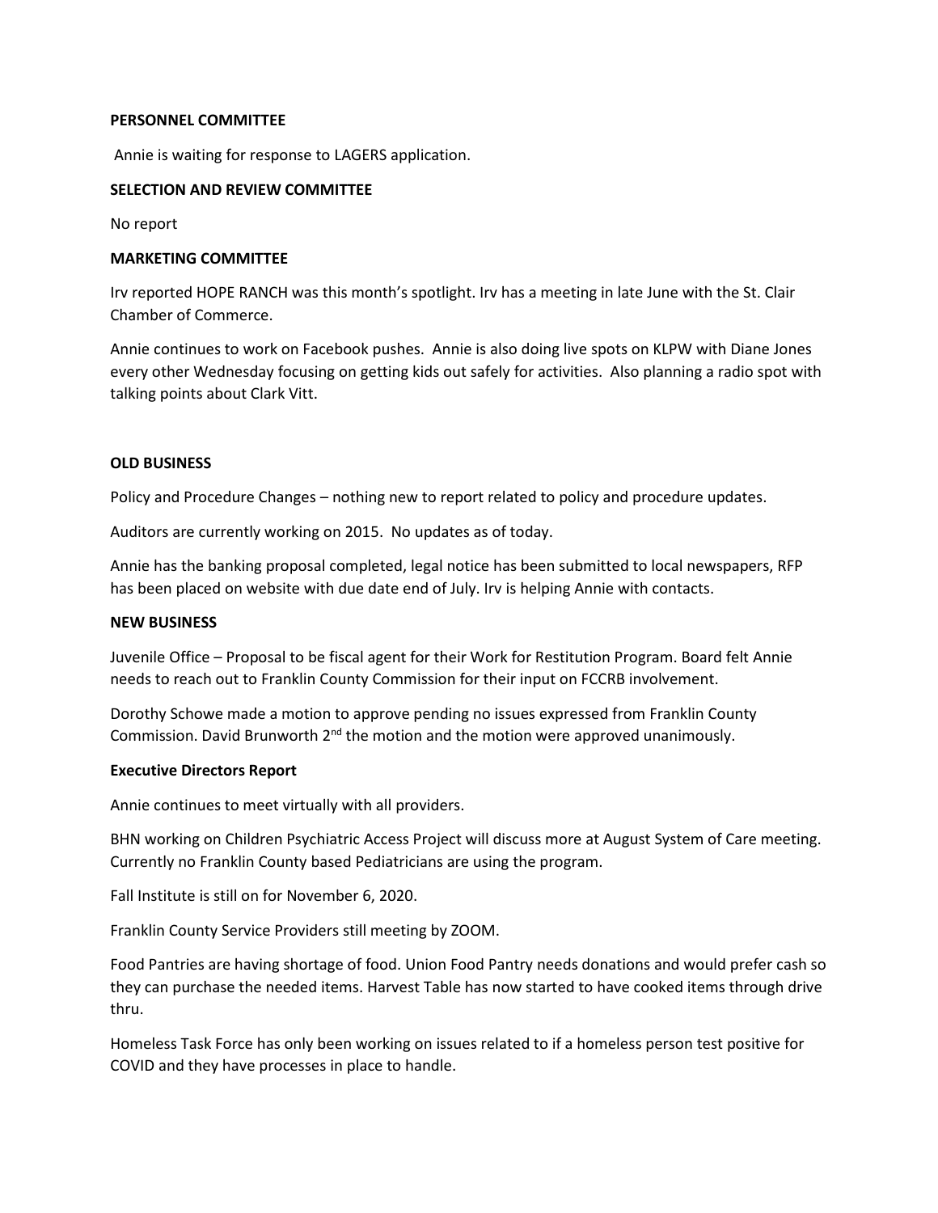**PERSONNEL COMMITTEE**

Annie is waiting for response to LAGERS application.

**SELECTION AND REVIEW COMMITTEE**

No report

**MARKETING COMMITTEE**

Irv reported HOPE RANCH was this month's spotlight. Irv has a meeting in late June with the St. Clair Chamber of Commerce.

Annie continues to work on Facebook pushes. Annie is also doing live spots on KLPW with Diane Jones every other Wednesday focusing on getting kids out safely for activities. Also planning a radio spot with talking points about Clark Vitt.

**OLD BUSINESS**

Policy and Procedure Changes – nothing new to report related to policy and procedure updates.

Auditors are currently working on 2015. No updates as of today.

Annie has the banking proposal completed, legal notice has been submitted to local newspapers, RFP has been placed on website with due date end of July. Irv is helping Annie with contacts.

**NEW BUSINESS**

Juvenile Office – Proposal to be fiscal agent for their Work for Restitution Program. Board felt Annie needs to reach out to Franklin County Commission for their input on FCCRB involvement.

Dorothy Schowe made a motion to approve pending no issues expressed from Franklin County Commission. David Brunworth 2nd the motion and the motion were approved unanimously.

**Executive Directors Report**

Annie continues to meet virtually with all providers.

BHN working on Children Psychiatric Access Project will discuss more at August System of Care meeting. Currently no Franklin County based Pediatricians are using the program.

Fall Institute is still on for November 6, 2020.

Franklin County Service Providers still meeting by ZOOM.

Food Pantries are having shortage of food. Union Food Pantry needs donations and would prefer cash so they can purchase the needed items. Harvest Table has now started to have cooked items through drive thru.

Homeless Task Force has only been working on issues related to if a homeless person test positive for COVID and they have processes in place to handle.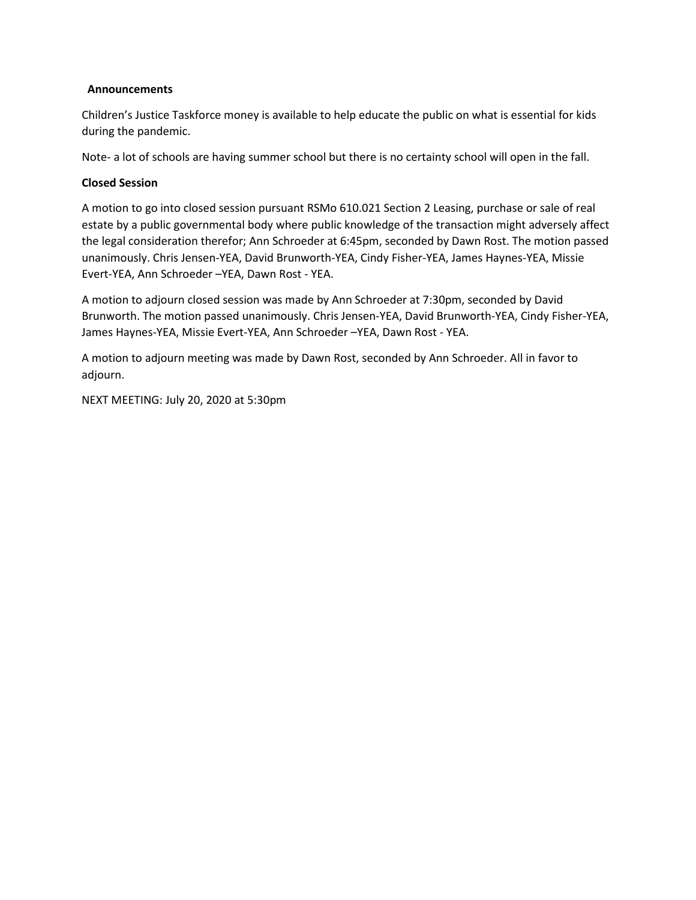**Announcements**

Children's Justice Taskforce money is available to help educate the public on what is essential for kids during the pandemic.

Note- a lot of schools are having summer school but there is no certainty school will open in the fall.

**Closed Session**

A motion to go into closed session pursuant RSMo 610.021 Section 2 Leasing, purchase or sale of real estate by a public governmental body where public knowledge of the transaction might adversely affect the legal consideration therefor; Ann Schroeder at 6:45pm, seconded by Dawn Rost. The motion passed unanimously. Chris Jensen-YEA, David Brunworth-YEA, Cindy Fisher-YEA, James Haynes-YEA, Missie Evert-YEA, Ann Schroeder –YEA, Dawn Rost - YEA.

A motion to adjourn closed session was made by Ann Schroeder at 7:30pm, seconded by David Brunworth. The motion passed unanimously. Chris Jensen-YEA, David Brunworth-YEA, Cindy Fisher-YEA, James Haynes-YEA, Missie Evert-YEA, Ann Schroeder –YEA, Dawn Rost - YEA.

A motion to adjourn meeting was made by Dawn Rost, seconded by Ann Schroeder. All in favor to adjourn.

NEXT MEETING: July 20, 2020 at 5:30pm